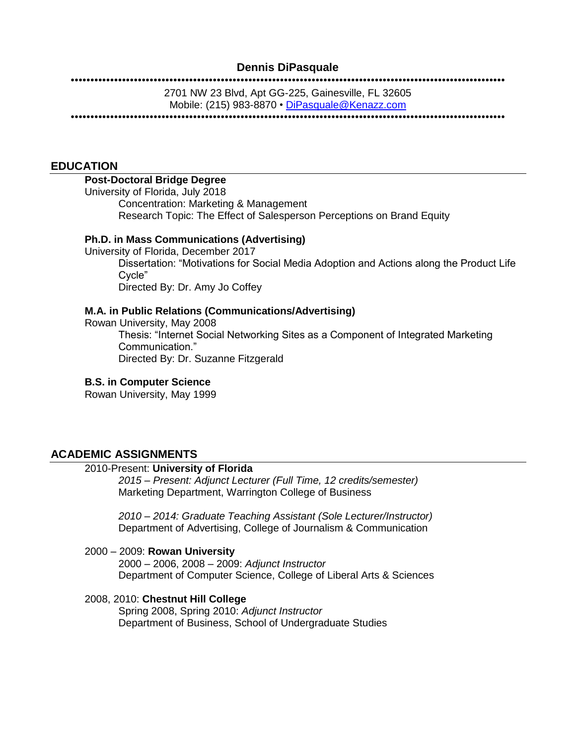# Dennis DiPasquale

2701 NW 23 Blvd, Apt GG-225, Gainesville, FL 32605
Mobile: (215) 983-8870 • DiPasquale@Kenazz.com

## EDUCATION

**Post-Doctoral Bridge Degree**
University of Florida, July 2018
Concentration: Marketing & Management
Research Topic: The Effect of Salesperson Perceptions on Brand Equity

**Ph.D. in Mass Communications (Advertising)**
University of Florida, December 2017
Dissertation: "Motivations for Social Media Adoption and Actions along the Product Life Cycle"
Directed By: Dr. Amy Jo Coffey

**M.A. in Public Relations (Communications/Advertising)**
Rowan University, May 2008
Thesis: "Internet Social Networking Sites as a Component of Integrated Marketing Communication."
Directed By: Dr. Suzanne Fitzgerald

**B.S. in Computer Science**
Rowan University, May 1999

## ACADEMIC ASSIGNMENTS

2010-Present: **University of Florida**
*2015 – Present: Adjunct Lecturer (Full Time, 12 credits/semester)*
Marketing Department, Warrington College of Business

*2010 – 2014: Graduate Teaching Assistant (Sole Lecturer/Instructor)*
Department of Advertising, College of Journalism & Communication

2000 – 2009: **Rowan University**
2000 – 2006, 2008 – 2009: *Adjunct Instructor*
Department of Computer Science, College of Liberal Arts & Sciences

2008, 2010: **Chestnut Hill College**
Spring 2008, Spring 2010: *Adjunct Instructor*
Department of Business, School of Undergraduate Studies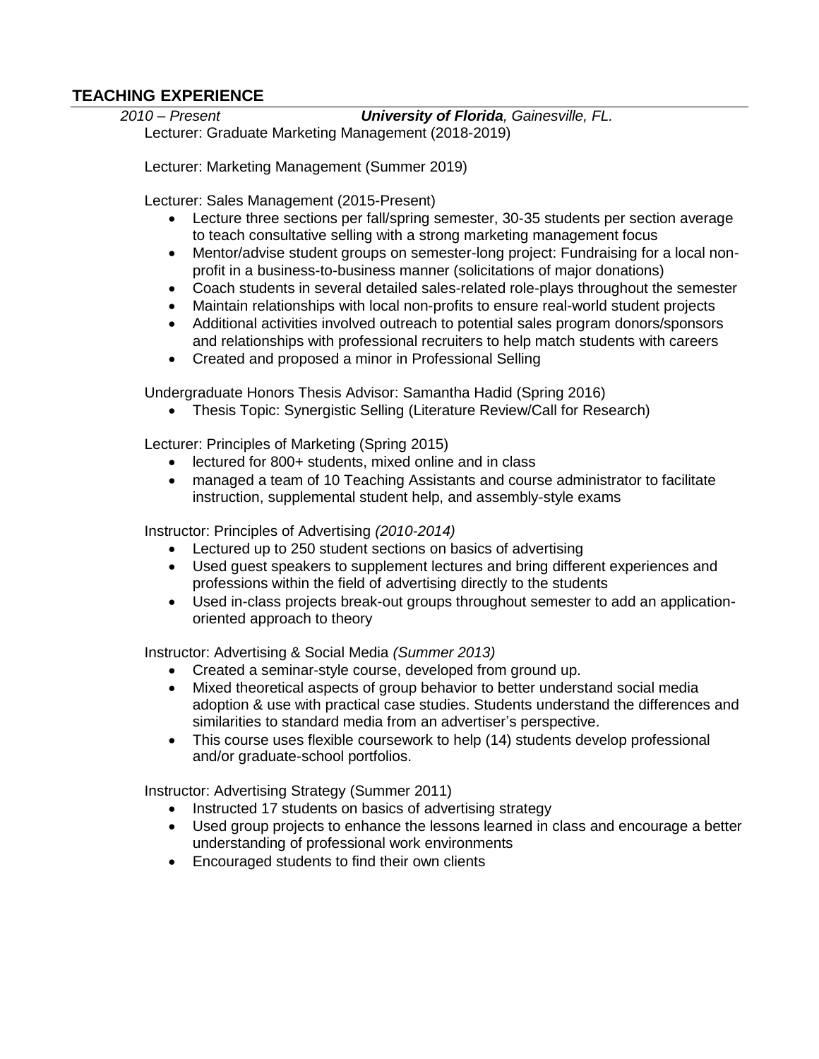## TEACHING EXPERIENCE

*2010 – Present* ***University of Florida**, Gainesville, FL.*

Lecturer: Graduate Marketing Management (2018-2019)

Lecturer: Marketing Management (Summer 2019)

Lecturer: Sales Management (2015-Present)

- Lecture three sections per fall/spring semester, 30-35 students per section average to teach consultative selling with a strong marketing management focus
- Mentor/advise student groups on semester-long project: Fundraising for a local non-profit in a business-to-business manner (solicitations of major donations)
- Coach students in several detailed sales-related role-plays throughout the semester
- Maintain relationships with local non-profits to ensure real-world student projects
- Additional activities involved outreach to potential sales program donors/sponsors and relationships with professional recruiters to help match students with careers
- Created and proposed a minor in Professional Selling

Undergraduate Honors Thesis Advisor: Samantha Hadid (Spring 2016)

- Thesis Topic: Synergistic Selling (Literature Review/Call for Research)

Lecturer: Principles of Marketing (Spring 2015)

- lectured for 800+ students, mixed online and in class
- managed a team of 10 Teaching Assistants and course administrator to facilitate instruction, supplemental student help, and assembly-style exams

Instructor: Principles of Advertising *(2010-2014)*

- Lectured up to 250 student sections on basics of advertising
- Used guest speakers to supplement lectures and bring different experiences and professions within the field of advertising directly to the students
- Used in-class projects break-out groups throughout semester to add an application-oriented approach to theory

Instructor: Advertising & Social Media *(Summer 2013)*

- Created a seminar-style course, developed from ground up.
- Mixed theoretical aspects of group behavior to better understand social media adoption & use with practical case studies. Students understand the differences and similarities to standard media from an advertiser's perspective.
- This course uses flexible coursework to help (14) students develop professional and/or graduate-school portfolios.

Instructor: Advertising Strategy (Summer 2011)

- Instructed 17 students on basics of advertising strategy
- Used group projects to enhance the lessons learned in class and encourage a better understanding of professional work environments
- Encouraged students to find their own clients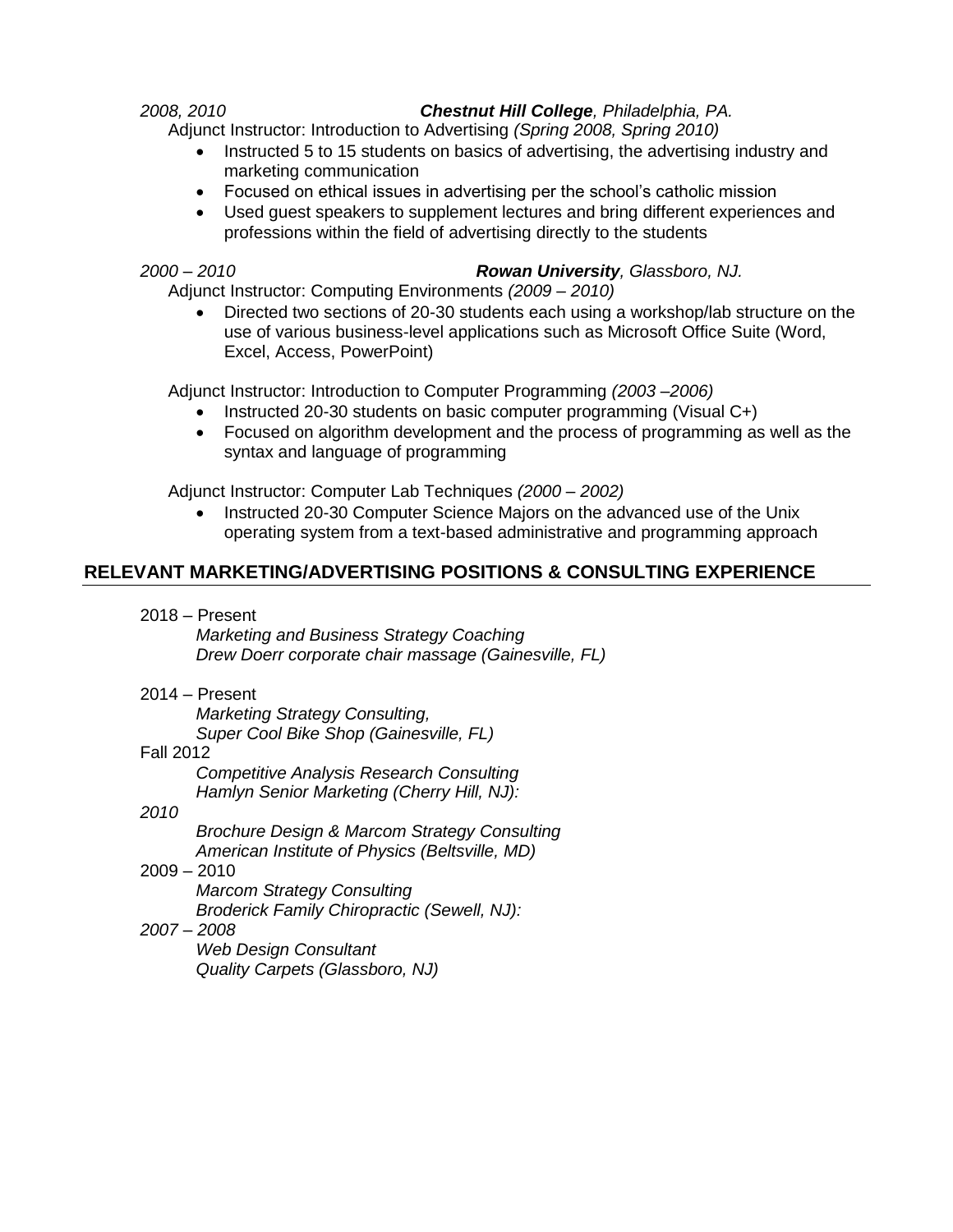*2008, 2010* ***Chestnut Hill College**, Philadelphia, PA.*

Adjunct Instructor: Introduction to Advertising *(Spring 2008, Spring 2010)*

- Instructed 5 to 15 students on basics of advertising, the advertising industry and marketing communication
- Focused on ethical issues in advertising per the school's catholic mission
- Used guest speakers to supplement lectures and bring different experiences and professions within the field of advertising directly to the students

*2000 – 2010* ***Rowan University**, Glassboro, NJ.*

Adjunct Instructor: Computing Environments *(2009 – 2010)*

- Directed two sections of 20-30 students each using a workshop/lab structure on the use of various business-level applications such as Microsoft Office Suite (Word, Excel, Access, PowerPoint)

Adjunct Instructor: Introduction to Computer Programming *(2003 –2006)*

- Instructed 20-30 students on basic computer programming (Visual C+)
- Focused on algorithm development and the process of programming as well as the syntax and language of programming

Adjunct Instructor: Computer Lab Techniques *(2000 – 2002)*

- Instructed 20-30 Computer Science Majors on the advanced use of the Unix operating system from a text-based administrative and programming approach

## RELEVANT MARKETING/ADVERTISING POSITIONS & CONSULTING EXPERIENCE

2018 – Present
*Marketing and Business Strategy Coaching*
*Drew Doerr corporate chair massage (Gainesville, FL)*

2014 – Present
*Marketing Strategy Consulting,*
*Super Cool Bike Shop (Gainesville, FL)*

Fall 2012
*Competitive Analysis Research Consulting*
*Hamlyn Senior Marketing (Cherry Hill, NJ):*

*2010*
*Brochure Design & Marcom Strategy Consulting*
*American Institute of Physics (Beltsville, MD)*

2009 – 2010
*Marcom Strategy Consulting*
*Broderick Family Chiropractic (Sewell, NJ):*

*2007 – 2008*
*Web Design Consultant*
*Quality Carpets (Glassboro, NJ)*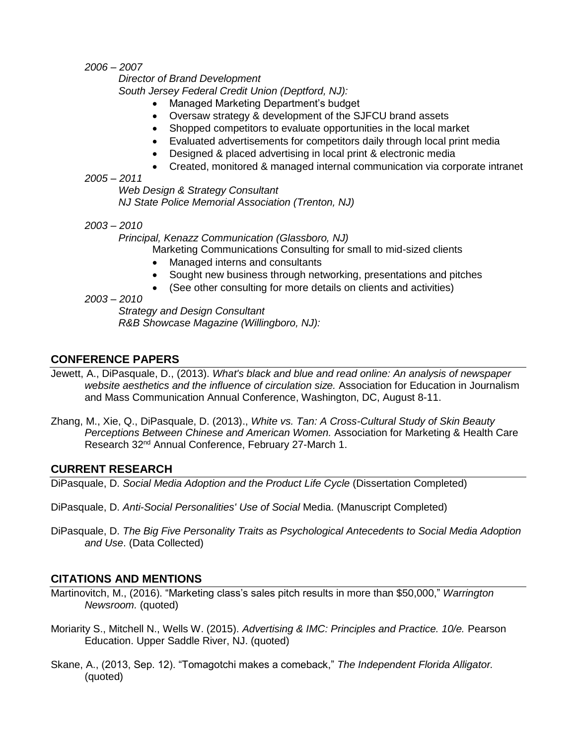*2006 – 2007*

*Director of Brand Development*
*South Jersey Federal Credit Union (Deptford, NJ):*

- Managed Marketing Department's budget
- Oversaw strategy & development of the SJFCU brand assets
- Shopped competitors to evaluate opportunities in the local market
- Evaluated advertisements for competitors daily through local print media
- Designed & placed advertising in local print & electronic media
- Created, monitored & managed internal communication via corporate intranet

*2005 – 2011*

*Web Design & Strategy Consultant*
*NJ State Police Memorial Association (Trenton, NJ)*

*2003 – 2010*

*Principal, Kenazz Communication (Glassboro, NJ)*
Marketing Communications Consulting for small to mid-sized clients

- Managed interns and consultants
- Sought new business through networking, presentations and pitches
- (See other consulting for more details on clients and activities)

*2003 – 2010*

*Strategy and Design Consultant*
*R&B Showcase Magazine (Willingboro, NJ):*

## CONFERENCE PAPERS

Jewett, A., DiPasquale, D., (2013). *What's black and blue and read online: An analysis of newspaper website aesthetics and the influence of circulation size.* Association for Education in Journalism and Mass Communication Annual Conference, Washington, DC, August 8-11.

Zhang, M., Xie, Q., DiPasquale, D. (2013)., *White vs. Tan: A Cross-Cultural Study of Skin Beauty Perceptions Between Chinese and American Women.* Association for Marketing & Health Care Research 32nd Annual Conference, February 27-March 1.

## CURRENT RESEARCH

DiPasquale, D. *Social Media Adoption and the Product Life Cycle* (Dissertation Completed)

DiPasquale, D. *Anti-Social Personalities' Use of Social* Media. (Manuscript Completed)

DiPasquale, D. *The Big Five Personality Traits as Psychological Antecedents to Social Media Adoption and Use*. (Data Collected)

## CITATIONS AND MENTIONS

Martinovitch, M., (2016). "Marketing class's sales pitch results in more than $50,000," *Warrington Newsroom.* (quoted)

Moriarity S., Mitchell N., Wells W. (2015). *Advertising & IMC: Principles and Practice. 10/e.* Pearson Education. Upper Saddle River, NJ. (quoted)

Skane, A., (2013, Sep. 12). "Tomagotchi makes a comeback," *The Independent Florida Alligator.* (quoted)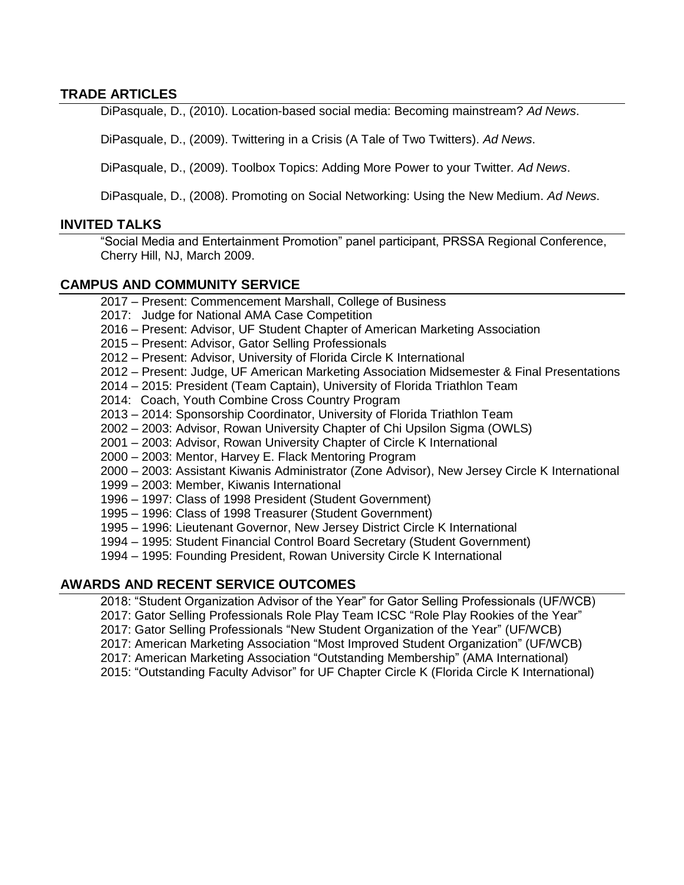## TRADE ARTICLES

DiPasquale, D., (2010). Location-based social media: Becoming mainstream? *Ad News*.

DiPasquale, D., (2009). Twittering in a Crisis (A Tale of Two Twitters). *Ad News*.

DiPasquale, D., (2009). Toolbox Topics: Adding More Power to your Twitter. *Ad News*.

DiPasquale, D., (2008). Promoting on Social Networking: Using the New Medium. *Ad News*.

## INVITED TALKS

"Social Media and Entertainment Promotion" panel participant, PRSSA Regional Conference, Cherry Hill, NJ, March 2009.

## CAMPUS AND COMMUNITY SERVICE

2017 – Present: Commencement Marshall, College of Business
2017: Judge for National AMA Case Competition
2016 – Present: Advisor, UF Student Chapter of American Marketing Association
2015 – Present: Advisor, Gator Selling Professionals
2012 – Present: Advisor, University of Florida Circle K International
2012 – Present: Judge, UF American Marketing Association Midsemester & Final Presentations
2014 – 2015: President (Team Captain), University of Florida Triathlon Team
2014: Coach, Youth Combine Cross Country Program
2013 – 2014: Sponsorship Coordinator, University of Florida Triathlon Team
2002 – 2003: Advisor, Rowan University Chapter of Chi Upsilon Sigma (OWLS)
2001 – 2003: Advisor, Rowan University Chapter of Circle K International
2000 – 2003: Mentor, Harvey E. Flack Mentoring Program
2000 – 2003: Assistant Kiwanis Administrator (Zone Advisor), New Jersey Circle K International
1999 – 2003: Member, Kiwanis International
1996 – 1997: Class of 1998 President (Student Government)
1995 – 1996: Class of 1998 Treasurer (Student Government)
1995 – 1996: Lieutenant Governor, New Jersey District Circle K International
1994 – 1995: Student Financial Control Board Secretary (Student Government)
1994 – 1995: Founding President, Rowan University Circle K International

## AWARDS AND RECENT SERVICE OUTCOMES

2018: "Student Organization Advisor of the Year" for Gator Selling Professionals (UF/WCB)
2017: Gator Selling Professionals Role Play Team ICSC "Role Play Rookies of the Year"
2017: Gator Selling Professionals "New Student Organization of the Year" (UF/WCB)
2017: American Marketing Association "Most Improved Student Organization" (UF/WCB)
2017: American Marketing Association "Outstanding Membership" (AMA International)
2015: "Outstanding Faculty Advisor" for UF Chapter Circle K (Florida Circle K International)